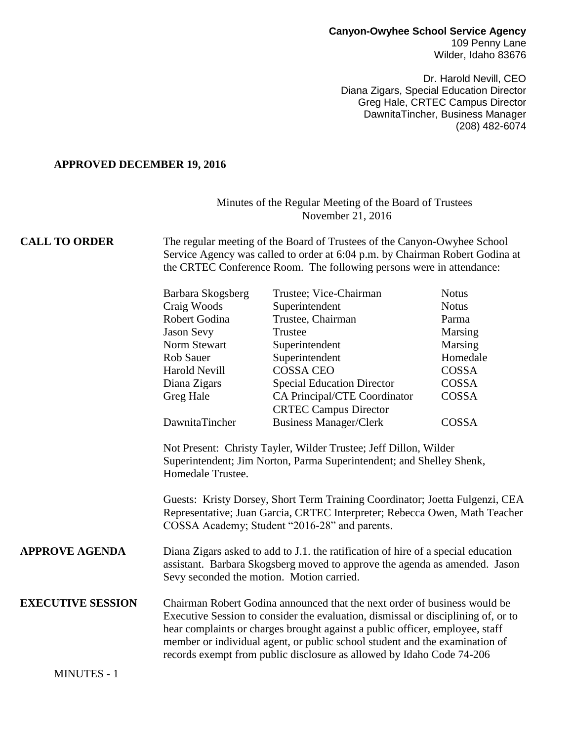**Canyon-Owyhee School Service Agency**
109 Penny Lane
Wilder, Idaho 83676

Dr. Harold Nevill, CEO
Diana Zigars, Special Education Director
Greg Hale, CRTEC Campus Director
DawnitaTincher, Business Manager
(208) 482-6074

**APPROVED DECEMBER 19, 2016**

Minutes of the Regular Meeting of the Board of Trustees
November 21, 2016

**CALL TO ORDER**

The regular meeting of the Board of Trustees of the Canyon-Owyhee School Service Agency was called to order at 6:04 p.m. by Chairman Robert Godina at the CRTEC Conference Room. The following persons were in attendance:

| Name | Title | District |
|---|---|---|
| Barbara Skogsberg | Trustee; Vice-Chairman | Notus |
| Craig Woods | Superintendent | Notus |
| Robert Godina | Trustee, Chairman | Parma |
| Jason Sevy | Trustee | Marsing |
| Norm Stewart | Superintendent | Marsing |
| Rob Sauer | Superintendent | Homedale |
| Harold Nevill | COSSA CEO | COSSA |
| Diana Zigars | Special Education Director | COSSA |
| Greg Hale | CA Principal/CTE Coordinator CRTEC Campus Director | COSSA |
| DawnitaTincher | Business Manager/Clerk | COSSA |

Not Present: Christy Tayler, Wilder Trustee; Jeff Dillon, Wilder Superintendent; Jim Norton, Parma Superintendent; and Shelley Shenk, Homedale Trustee.

Guests: Kristy Dorsey, Short Term Training Coordinator; Joetta Fulgenzi, CEA Representative; Juan Garcia, CRTEC Interpreter; Rebecca Owen, Math Teacher COSSA Academy; Student "2016-28" and parents.

**APPROVE AGENDA**

Diana Zigars asked to add to J.1. the ratification of hire of a special education assistant. Barbara Skogsberg moved to approve the agenda as amended. Jason Sevy seconded the motion. Motion carried.

**EXECUTIVE SESSION**

Chairman Robert Godina announced that the next order of business would be Executive Session to consider the evaluation, dismissal or disciplining of, or to hear complaints or charges brought against a public officer, employee, staff member or individual agent, or public school student and the examination of records exempt from public disclosure as allowed by Idaho Code 74-206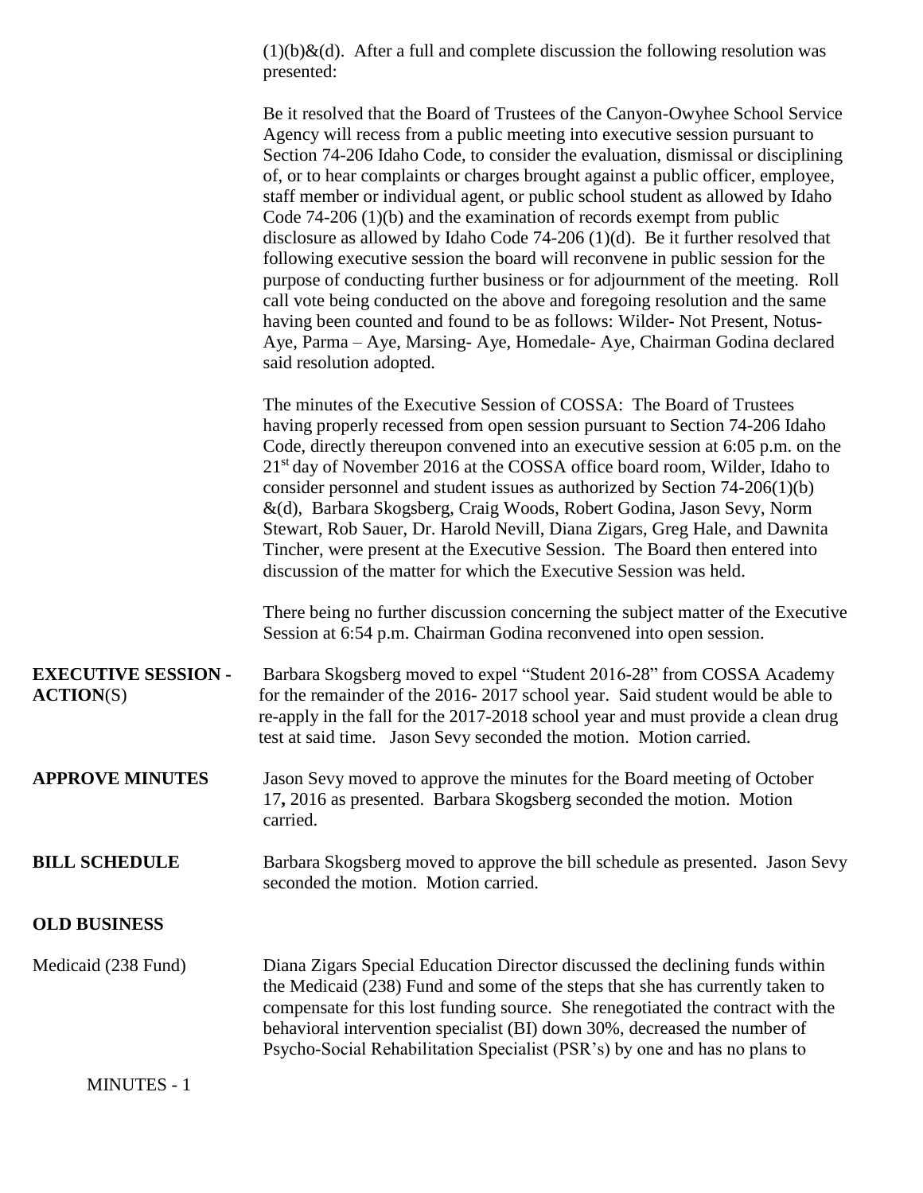(1)(b)&(d). After a full and complete discussion the following resolution was presented:

Be it resolved that the Board of Trustees of the Canyon-Owyhee School Service Agency will recess from a public meeting into executive session pursuant to Section 74-206 Idaho Code, to consider the evaluation, dismissal or disciplining of, or to hear complaints or charges brought against a public officer, employee, staff member or individual agent, or public school student as allowed by Idaho Code 74-206 (1)(b) and the examination of records exempt from public disclosure as allowed by Idaho Code 74-206 (1)(d). Be it further resolved that following executive session the board will reconvene in public session for the purpose of conducting further business or for adjournment of the meeting. Roll call vote being conducted on the above and foregoing resolution and the same having been counted and found to be as follows: Wilder- Not Present, Notus-Aye, Parma – Aye, Marsing- Aye, Homedale- Aye, Chairman Godina declared said resolution adopted.

The minutes of the Executive Session of COSSA: The Board of Trustees having properly recessed from open session pursuant to Section 74-206 Idaho Code, directly thereupon convened into an executive session at 6:05 p.m. on the 21st day of November 2016 at the COSSA office board room, Wilder, Idaho to consider personnel and student issues as authorized by Section 74-206(1)(b) &(d), Barbara Skogsberg, Craig Woods, Robert Godina, Jason Sevy, Norm Stewart, Rob Sauer, Dr. Harold Nevill, Diana Zigars, Greg Hale, and Dawnita Tincher, were present at the Executive Session. The Board then entered into discussion of the matter for which the Executive Session was held.

There being no further discussion concerning the subject matter of the Executive Session at 6:54 p.m. Chairman Godina reconvened into open session.

**EXECUTIVE SESSION - ACTION**(S)

Barbara Skogsberg moved to expel "Student 2016-28" from COSSA Academy for the remainder of the 2016- 2017 school year. Said student would be able to re-apply in the fall for the 2017-2018 school year and must provide a clean drug test at said time. Jason Sevy seconded the motion. Motion carried.

**APPROVE MINUTES**

Jason Sevy moved to approve the minutes for the Board meeting of October 17**,** 2016 as presented. Barbara Skogsberg seconded the motion. Motion carried.

**BILL SCHEDULE**

Barbara Skogsberg moved to approve the bill schedule as presented. Jason Sevy seconded the motion. Motion carried.

**OLD BUSINESS**

Medicaid (238 Fund)

Diana Zigars Special Education Director discussed the declining funds within the Medicaid (238) Fund and some of the steps that she has currently taken to compensate for this lost funding source. She renegotiated the contract with the behavioral intervention specialist (BI) down 30%, decreased the number of Psycho-Social Rehabilitation Specialist (PSR's) by one and has no plans to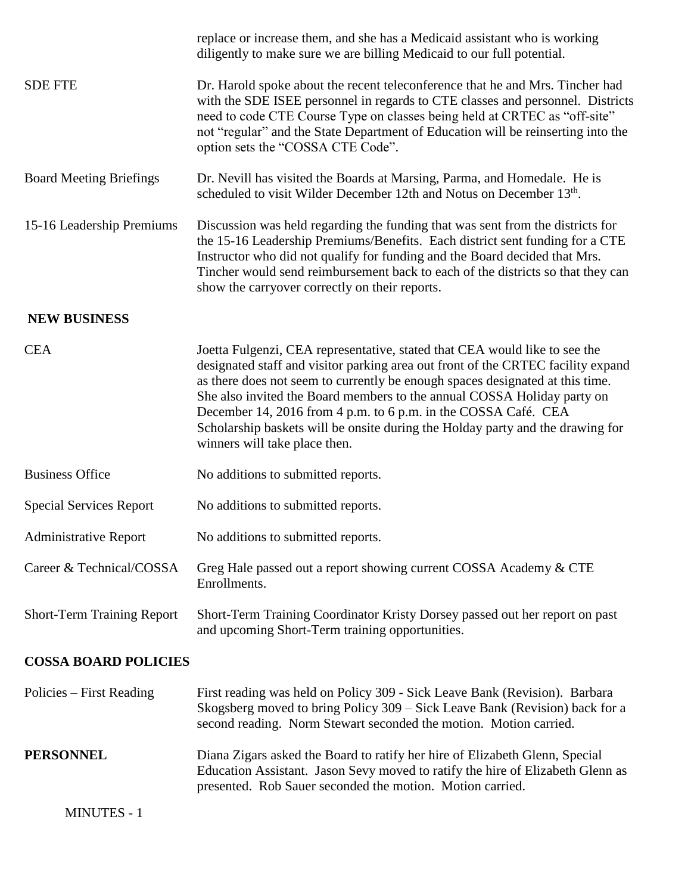replace or increase them, and she has a Medicaid assistant who is working diligently to make sure we are billing Medicaid to our full potential.

| | |
|---|---|
| SDE FTE | Dr. Harold spoke about the recent teleconference that he and Mrs. Tincher had with the SDE ISEE personnel in regards to CTE classes and personnel. Districts need to code CTE Course Type on classes being held at CRTEC as "off-site" not "regular" and the State Department of Education will be reinserting into the option sets the "COSSA CTE Code". |
| Board Meeting Briefings | Dr. Nevill has visited the Boards at Marsing, Parma, and Homedale. He is scheduled to visit Wilder December 12th and Notus on December 13th. |
| 15-16 Leadership Premiums | Discussion was held regarding the funding that was sent from the districts for the 15-16 Leadership Premiums/Benefits. Each district sent funding for a CTE Instructor who did not qualify for funding and the Board decided that Mrs. Tincher would send reimbursement back to each of the districts so that they can show the carryover correctly on their reports. |

**NEW BUSINESS**

| | |
|---|---|
| CEA | Joetta Fulgenzi, CEA representative, stated that CEA would like to see the designated staff and visitor parking area out front of the CRTEC facility expand as there does not seem to currently be enough spaces designated at this time. She also invited the Board members to the annual COSSA Holiday party on December 14, 2016 from 4 p.m. to 6 p.m. in the COSSA Café. CEA Scholarship baskets will be onsite during the Holday party and the drawing for winners will take place then. |
| Business Office | No additions to submitted reports. |
| Special Services Report | No additions to submitted reports. |
| Administrative Report | No additions to submitted reports. |
| Career & Technical/COSSA | Greg Hale passed out a report showing current COSSA Academy & CTE Enrollments. |
| Short-Term Training Report | Short-Term Training Coordinator Kristy Dorsey passed out her report on past and upcoming Short-Term training opportunities. |

**COSSA BOARD POLICIES**

| | |
|---|---|
| Policies – First Reading | First reading was held on Policy 309 - Sick Leave Bank (Revision). Barbara Skogsberg moved to bring Policy 309 – Sick Leave Bank (Revision) back for a second reading. Norm Stewart seconded the motion. Motion carried. |
| **PERSONNEL** | Diana Zigars asked the Board to ratify her hire of Elizabeth Glenn, Special Education Assistant. Jason Sevy moved to ratify the hire of Elizabeth Glenn as presented. Rob Sauer seconded the motion. Motion carried. |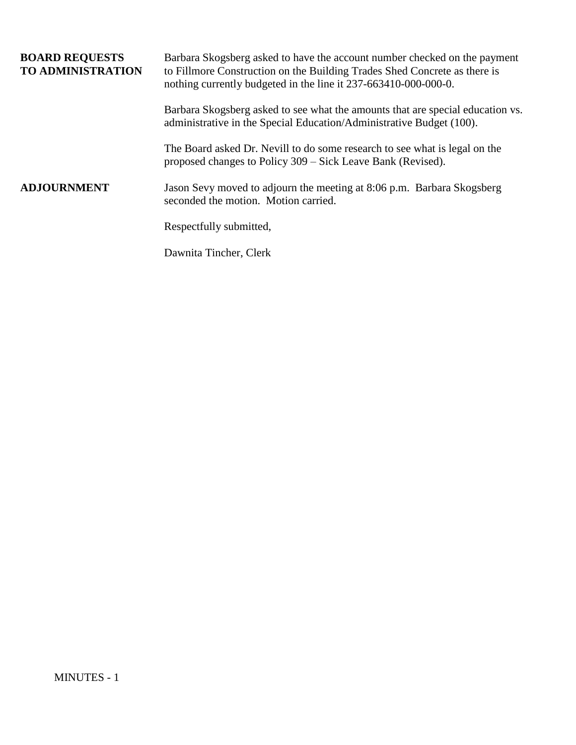**BOARD REQUESTS TO ADMINISTRATION**

Barbara Skogsberg asked to have the account number checked on the payment to Fillmore Construction on the Building Trades Shed Concrete as there is nothing currently budgeted in the line it 237-663410-000-000-0.

Barbara Skogsberg asked to see what the amounts that are special education vs. administrative in the Special Education/Administrative Budget (100).

The Board asked Dr. Nevill to do some research to see what is legal on the proposed changes to Policy 309 – Sick Leave Bank (Revised).

**ADJOURNMENT**

Jason Sevy moved to adjourn the meeting at 8:06 p.m. Barbara Skogsberg seconded the motion. Motion carried.

Respectfully submitted,

Dawnita Tincher, Clerk